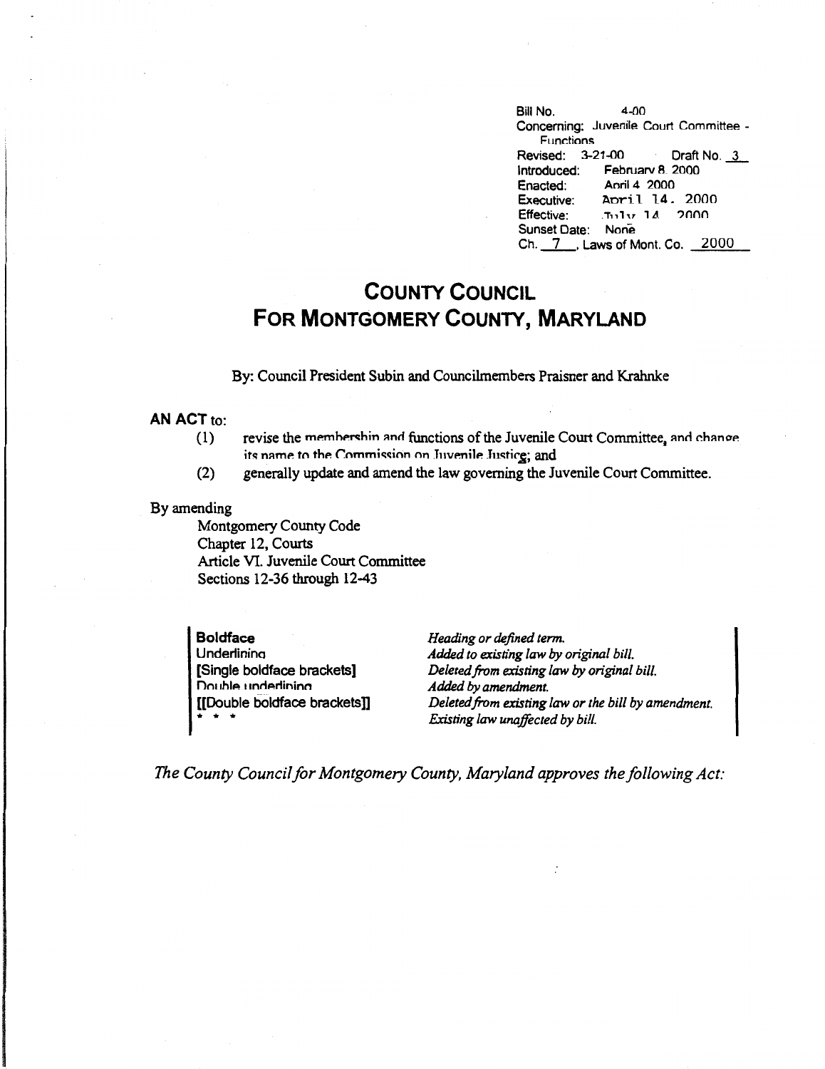Bill No. 4-00
Concerning: Juvenile Court Committee - Functions
Revised: 3-21-00 Draft No. 3
Introduced: February 8, 2000
Enacted: April 4, 2000
Executive: April 14, 2000
Effective: July 14, 2000
Sunset Date: None
Ch. 7, Laws of Mont. Co. 2000

# COUNTY COUNCIL FOR MONTGOMERY COUNTY, MARYLAND

By: Council President Subin and Councilmembers Praisner and Krahnke

**AN ACT** to:

(1) revise the membership and functions of the Juvenile Court Committee, and change its name to the Commission on Juvenile Justice; and

(2) generally update and amend the law governing the Juvenile Court Committee.

By amending

Montgomery County Code
Chapter 12, Courts
Article VI. Juvenile Court Committee
Sections 12-36 through 12-43

| | |
|---|---|
| **Boldface** | *Heading or defined term.* |
| Underlining | *Added to existing law by original bill.* |
| [Single boldface brackets] | *Deleted from existing law by original bill.* |
| Double underlining | *Added by amendment.* |
| [[Double boldface brackets]] | *Deleted from existing law or the bill by amendment.* |
| * * * | *Existing law unaffected by bill.* |

*The County Council for Montgomery County, Maryland approves the following Act:*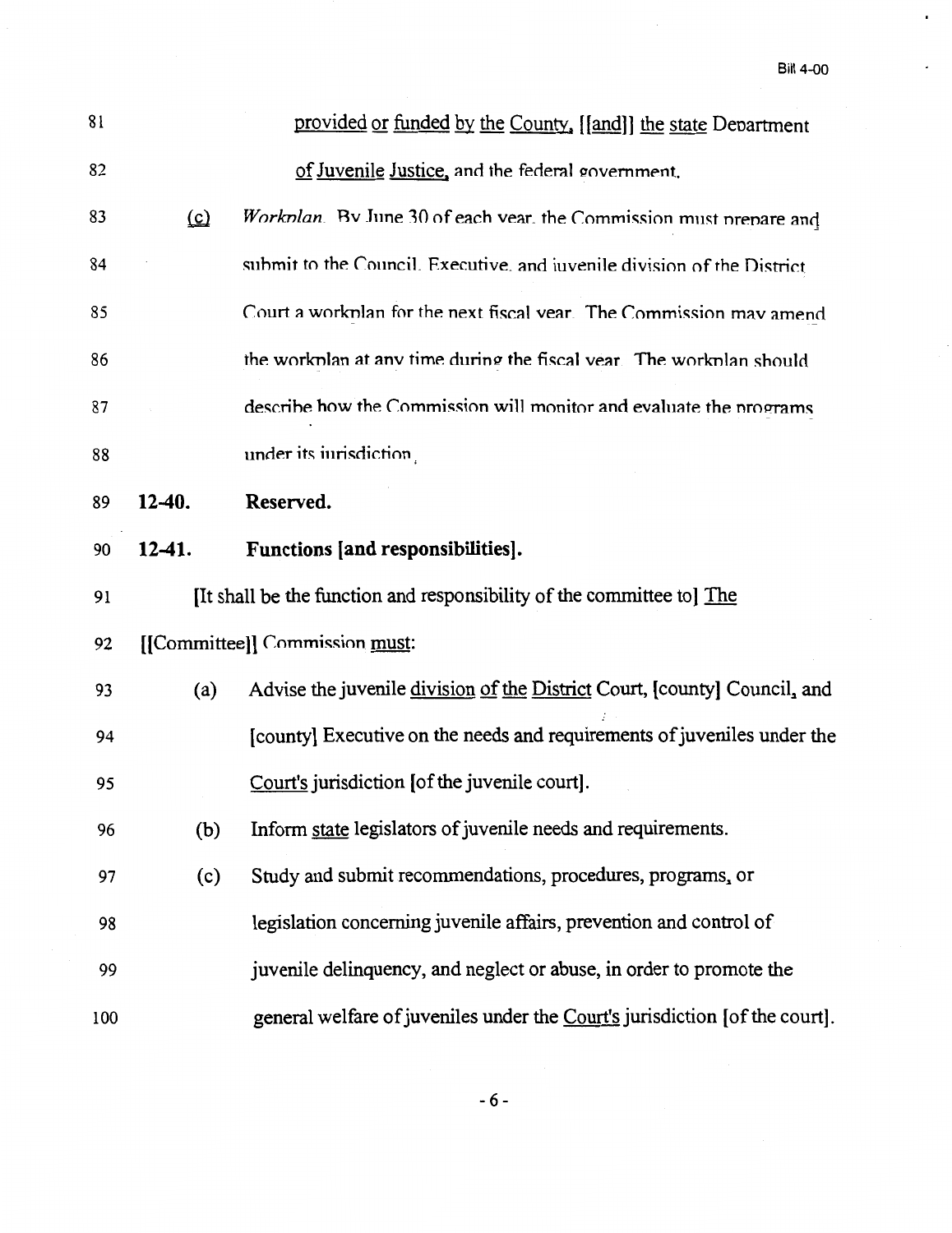81 provided or funded by the County, [[and]] the state Department

82 of Juvenile Justice, and the federal government.

83 (c) *Workplan.* By June 30 of each year, the Commission must prepare and

84 submit to the Council, Executive, and juvenile division of the District

85 Court a workplan for the next fiscal year. The Commission may amend

86 the workplan at any time during the fiscal year. The workplan should

87 describe how the Commission will monitor and evaluate the programs

88 under its jurisdiction.

89 **12-40. Reserved.**

90 **12-41. Functions [and responsibilities].**

91 [It shall be the function and responsibility of the committee to] The

92 [[Committee]] Commission must:

93 (a) Advise the juvenile division of the District Court, [county] Council, and

94 [county] Executive on the needs and requirements of juveniles under the

95 Court's jurisdiction [of the juvenile court].

96 (b) Inform state legislators of juvenile needs and requirements.

97 (c) Study and submit recommendations, procedures, programs, or

98 legislation concerning juvenile affairs, prevention and control of

99 juvenile delinquency, and neglect or abuse, in order to promote the

100 general welfare of juveniles under the Court's jurisdiction [of the court].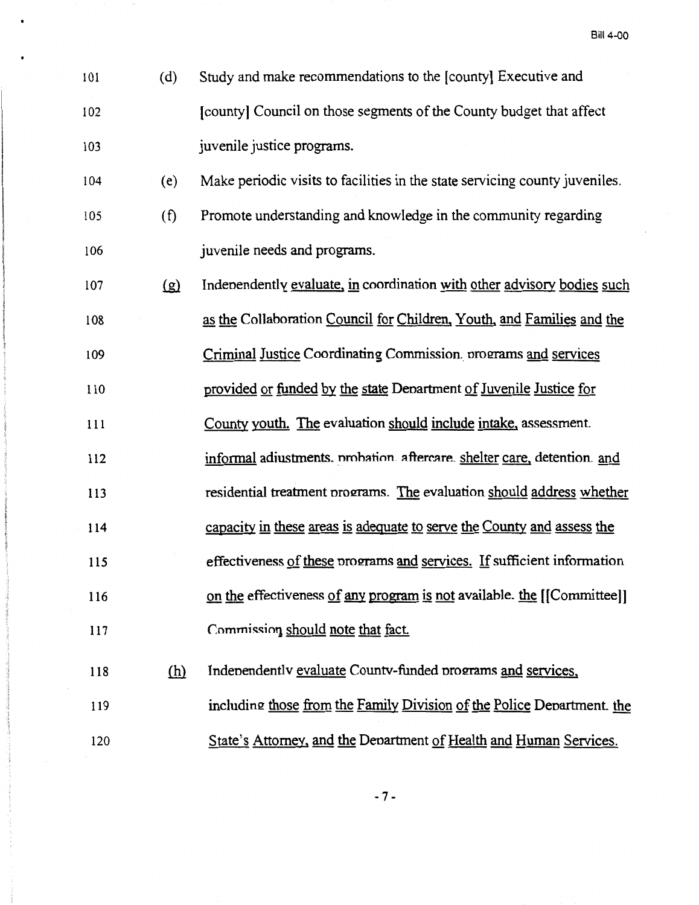101 (d) Study and make recommendations to the [county] Executive and
102 [county] Council on those segments of the County budget that affect
103 juvenile justice programs.

104 (e) Make periodic visits to facilities in the state servicing county juveniles.

105 (f) Promote understanding and knowledge in the community regarding
106 juvenile needs and programs.

107 (g) Independently evaluate, in coordination with other advisory bodies such
108 as the Collaboration Council for Children, Youth, and Families and the
109 Criminal Justice Coordinating Commission, programs and services
110 provided or funded by the state Department of Juvenile Justice for
111 County youth. The evaluation should include intake, assessment,
112 informal adjustments, probation, aftercare, shelter care, detention, and
113 residential treatment programs. The evaluation should address whether
114 capacity in these areas is adequate to serve the County and assess the
115 effectiveness of these programs and services. If sufficient information
116 on the effectiveness of any program is not available, the [[Committee]]
117 Commission should note that fact.

118 (h) Independently evaluate County-funded programs and services,
119 including those from the Family Division of the Police Department, the
120 State's Attorney, and the Department of Health and Human Services.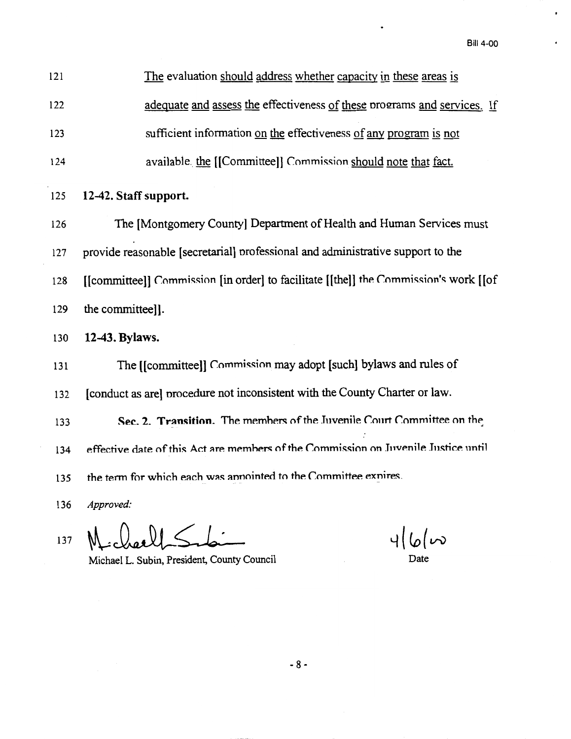121 The evaluation should address whether capacity in these areas is

122 adequate and assess the effectiveness of these programs and services. If

123 sufficient information on the effectiveness of any program is not

124 available, the [[Committee]] Commission should note that fact.

125 **12-42. Staff support.**

126 The [Montgomery County] Department of Health and Human Services must

127 provide reasonable [secretarial] professional and administrative support to the

128 [[committee]] Commission [in order] to facilitate [[the]] the Commission's work [[of

129 the committee]].

130 **12-43. Bylaws.**

131 The [[committee]] Commission may adopt [such] bylaws and rules of

132 [conduct as are] procedure not inconsistent with the County Charter or law.

133 **Sec. 2. Transition.** The members of the Juvenile Court Committee on the

134 effective date of this Act are members of the Commission on Juvenile Justice until

135 the term for which each was appointed to the Committee expires.

136 *Approved:*

137 Michael L. Subin, President, County Council — 4/6/00

Date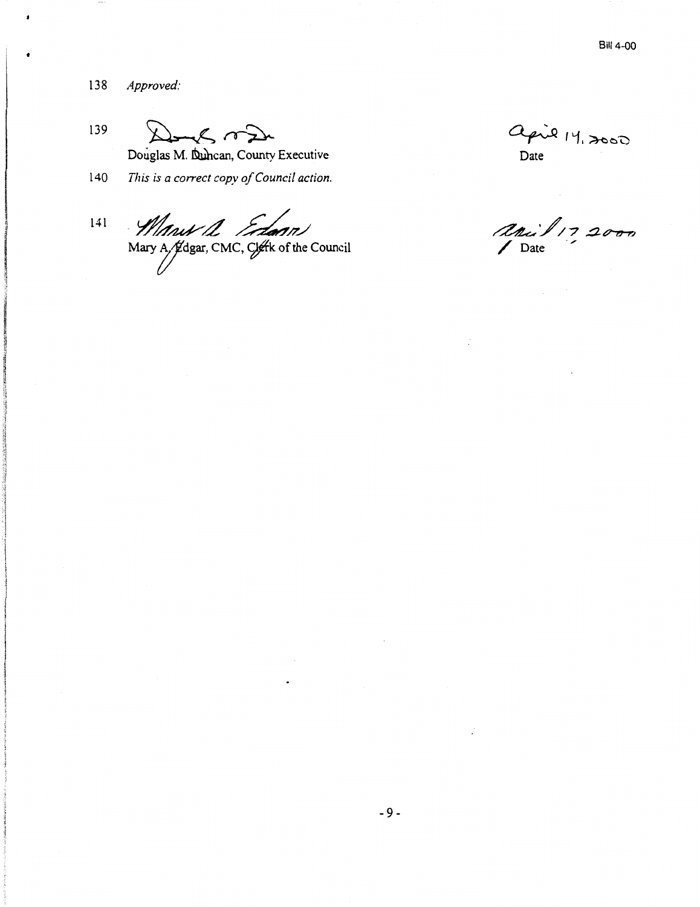138 *Approved:*

139 [signature]

Douglas M. Duncan, County Executive

april 14, 2000

Date

140 *This is a correct copy of Council action.*

141 [signature]

Mary A. Edgar, CMC, Clerk of the Council

April 17 2000

Date